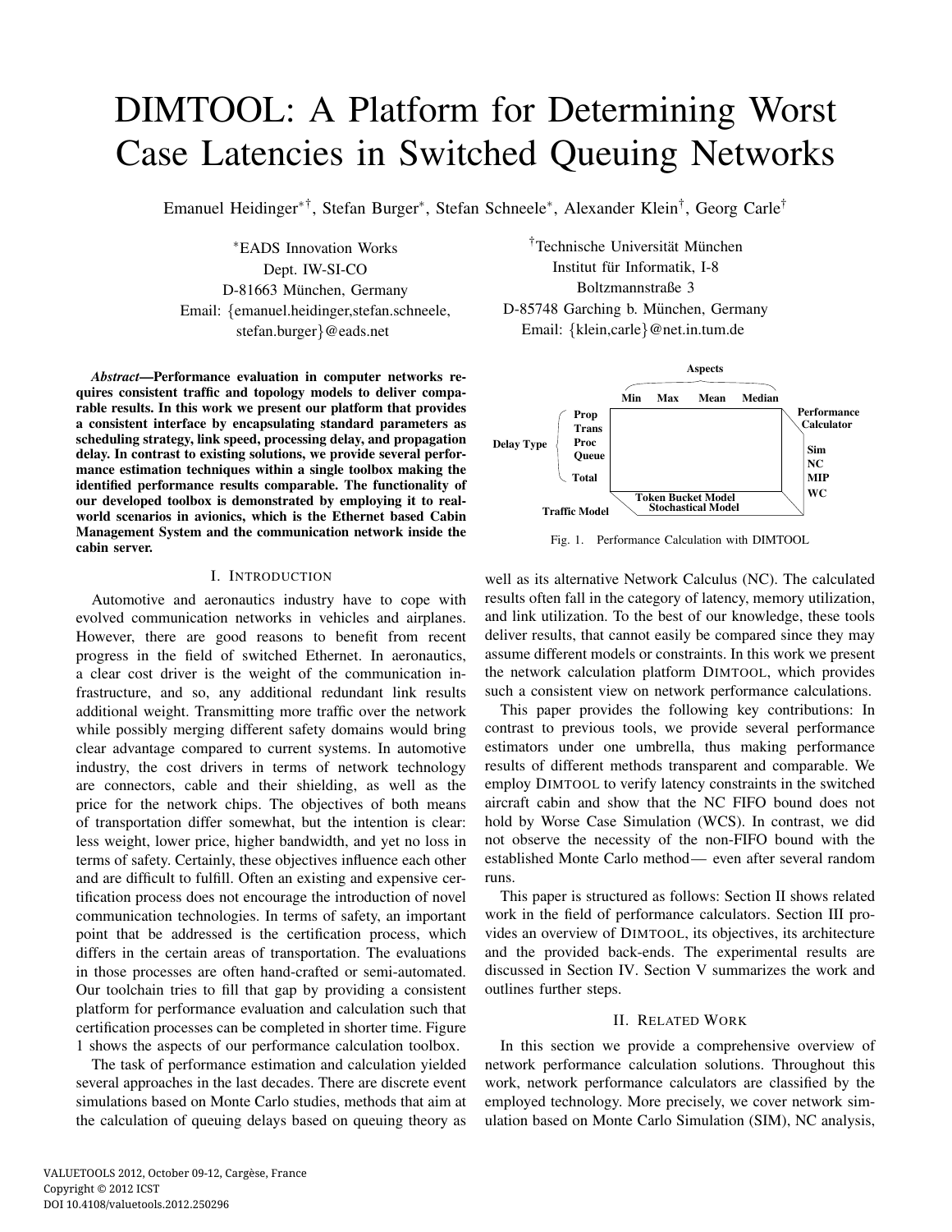# DIMTOOL: A Platform for Determining Worst Case Latencies in Switched Queuing Networks

Emanuel Heidinger[*†], Stefan Burger[*], Stefan Schneele[*], Alexander Klein[†], Georg Carle[†]

[*]EADS Innovation Works
Dept. IW-SI-CO
D-81663 München, Germany
Email: {emanuel.heidinger,stefan.schneele, stefan.burger}@eads.net

[†]Technische Universität München
Institut für Informatik, I-8
Boltzmannstraße 3
D-85748 Garching b. München, Germany
Email: {klein,carle}@net.in.tum.de

***Abstract*—Performance evaluation in computer networks requires consistent traffic and topology models to deliver comparable results. In this work we present our platform that provides a consistent interface by encapsulating standard parameters as scheduling strategy, link speed, processing delay, and propagation delay. In contrast to existing solutions, we provide several performance estimation techniques within a single toolbox making the identified performance results comparable. The functionality of our developed toolbox is demonstrated by employing it to real-world scenarios in avionics, which is the Ethernet based Cabin Management System and the communication network inside the cabin server.**

## I. Introduction

Automotive and aeronautics industry have to cope with evolved communication networks in vehicles and airplanes. However, there are good reasons to benefit from recent progress in the field of switched Ethernet. In aeronautics, a clear cost driver is the weight of the communication infrastructure, and so, any additional redundant link results additional weight. Transmitting more traffic over the network while possibly merging different safety domains would bring clear advantage compared to current systems. In automotive industry, the cost drivers in terms of network technology are connectors, cable and their shielding, as well as the price for the network chips. The objectives of both means of transportation differ somewhat, but the intention is clear: less weight, lower price, higher bandwidth, and yet no loss in terms of safety. Certainly, these objectives influence each other and are difficult to fulfill. Often an existing and expensive certification process does not encourage the introduction of novel communication technologies. In terms of safety, an important point that be addressed is the certification process, which differs in the certain areas of transportation. The evaluations in those processes are often hand-crafted or semi-automated. Our toolchain tries to fill that gap by providing a consistent platform for performance evaluation and calculation such that certification processes can be completed in shorter time. Figure 1 shows the aspects of our performance calculation toolbox.

The task of performance estimation and calculation yielded several approaches in the last decades. There are discrete event simulations based on Monte Carlo studies, methods that aim at the calculation of queuing delays based on queuing theory as well as its alternative Network Calculus (NC). The calculated results often fall in the category of latency, memory utilization, and link utilization. To the best of our knowledge, these tools deliver results, that cannot easily be compared since they may assume different models or constraints. In this work we present the network calculation platform DIMTOOL, which provides such a consistent view on network performance calculations.

Aspects: Min, Max, Mean, Median — Delay Type: Prop, Trans, Proc, Queue, Total — Performance Calculator: Sim, NC, MIP, WC — Traffic Model: Token Bucket Model, Stochastical Model

Fig. 1. Performance Calculation with DIMTOOL

This paper provides the following key contributions: In contrast to previous tools, we provide several performance estimators under one umbrella, thus making performance results of different methods transparent and comparable. We employ DIMTOOL to verify latency constraints in the switched aircraft cabin and show that the NC FIFO bound does not hold by Worse Case Simulation (WCS). In contrast, we did not observe the necessity of the non-FIFO bound with the established Monte Carlo method— even after several random runs.

This paper is structured as follows: Section II shows related work in the field of performance calculators. Section III provides an overview of DIMTOOL, its objectives, its architecture and the provided back-ends. The experimental results are discussed in Section IV. Section V summarizes the work and outlines further steps.

## II. Related Work

In this section we provide a comprehensive overview of network performance calculation solutions. Throughout this work, network performance calculators are classified by the employed technology. More precisely, we cover network simulation based on Monte Carlo Simulation (SIM), NC analysis,

VALUETOOLS 2012, October 09-12, Cargèse, France
Copyright © 2012 ICST
DOI 10.4108/valuetools.2012.250296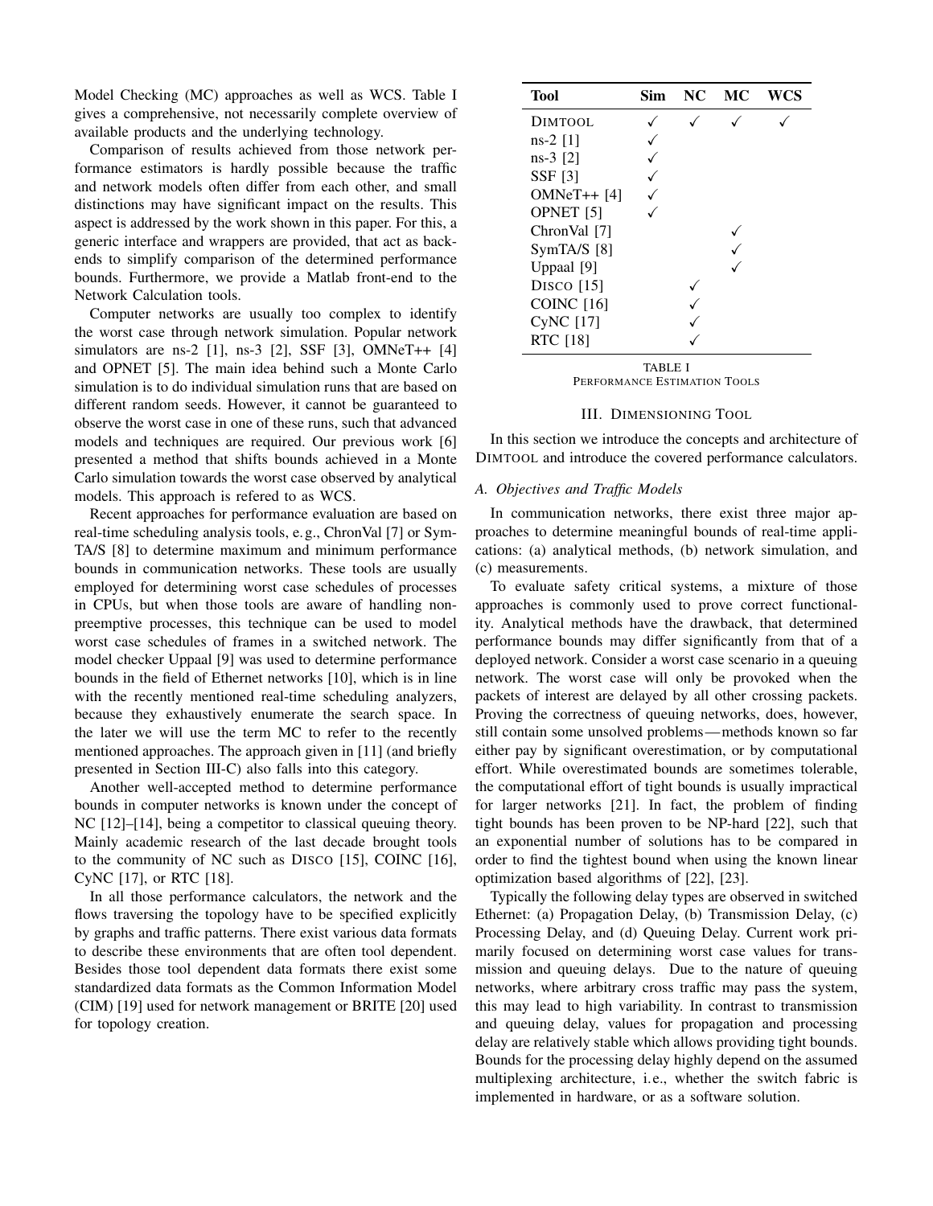Model Checking (MC) approaches as well as WCS. Table I gives a comprehensive, not necessarily complete overview of available products and the underlying technology.

Comparison of results achieved from those network performance estimators is hardly possible because the traffic and network models often differ from each other, and small distinctions may have significant impact on the results. This aspect is addressed by the work shown in this paper. For this, a generic interface and wrappers are provided, that act as backends to simplify comparison of the determined performance bounds. Furthermore, we provide a Matlab front-end to the Network Calculation tools.

Computer networks are usually too complex to identify the worst case through network simulation. Popular network simulators are ns-2 [1], ns-3 [2], SSF [3], OMNeT++ [4] and OPNET [5]. The main idea behind such a Monte Carlo simulation is to do individual simulation runs that are based on different random seeds. However, it cannot be guaranteed to observe the worst case in one of these runs, such that advanced models and techniques are required. Our previous work [6] presented a method that shifts bounds achieved in a Monte Carlo simulation towards the worst case observed by analytical models. This approach is refered to as WCS.

Recent approaches for performance evaluation are based on real-time scheduling analysis tools, e. g., ChronVal [7] or SymTA/S [8] to determine maximum and minimum performance bounds in communication networks. These tools are usually employed for determining worst case schedules of processes in CPUs, but when those tools are aware of handling non-preemptive processes, this technique can be used to model worst case schedules of frames in a switched network. The model checker Uppaal [9] was used to determine performance bounds in the field of Ethernet networks [10], which is in line with the recently mentioned real-time scheduling analyzers, because they exhaustively enumerate the search space. In the later we will use the term MC to refer to the recently mentioned approaches. The approach given in [11] (and briefly presented in Section III-C) also falls into this category.

Another well-accepted method to determine performance bounds in computer networks is known under the concept of NC [12]–[14], being a competitor to classical queuing theory. Mainly academic research of the last decade brought tools to the community of NC such as DISCO [15], COINC [16], CyNC [17], or RTC [18].

In all those performance calculators, the network and the flows traversing the topology have to be specified explicitly by graphs and traffic patterns. There exist various data formats to describe these environments that are often tool dependent. Besides those tool dependent data formats there exist some standardized data formats as the Common Information Model (CIM) [19] used for network management or BRITE [20] used for topology creation.

| Tool | Sim | NC | MC | WCS |
|---|---|---|---|---|
| DIMTOOL | ✓ | ✓ | ✓ | ✓ |
| ns-2 [1] | ✓ | | | |
| ns-3 [2] | ✓ | | | |
| SSF [3] | ✓ | | | |
| OMNeT++ [4] | ✓ | | | |
| OPNET [5] | ✓ | | | |
| ChronVal [7] | | | ✓ | |
| SymTA/S [8] | | | ✓ | |
| Uppaal [9] | | | ✓ | |
| DISCO [15] | | ✓ | | |
| COINC [16] | | ✓ | | |
| CyNC [17] | | ✓ | | |
| RTC [18] | | ✓ | | |

TABLE I
PERFORMANCE ESTIMATION TOOLS

## III. DIMENSIONING TOOL

In this section we introduce the concepts and architecture of DIMTOOL and introduce the covered performance calculators.

### A. Objectives and Traffic Models

In communication networks, there exist three major approaches to determine meaningful bounds of real-time applications: (a) analytical methods, (b) network simulation, and (c) measurements.

To evaluate safety critical systems, a mixture of those approaches is commonly used to prove correct functionality. Analytical methods have the drawback, that determined performance bounds may differ significantly from that of a deployed network. Consider a worst case scenario in a queuing network. The worst case will only be provoked when the packets of interest are delayed by all other crossing packets. Proving the correctness of queuing networks, does, however, still contain some unsolved problems — methods known so far either pay by significant overestimation, or by computational effort. While overestimated bounds are sometimes tolerable, the computational effort of tight bounds is usually impractical for larger networks [21]. In fact, the problem of finding tight bounds has been proven to be NP-hard [22], such that an exponential number of solutions has to be compared in order to find the tightest bound when using the known linear optimization based algorithms of [22], [23].

Typically the following delay types are observed in switched Ethernet: (a) Propagation Delay, (b) Transmission Delay, (c) Processing Delay, and (d) Queuing Delay. Current work primarily focused on determining worst case values for transmission and queuing delays. Due to the nature of queuing networks, where arbitrary cross traffic may pass the system, this may lead to high variability. In contrast to transmission and queuing delay, values for propagation and processing delay are relatively stable which allows providing tight bounds. Bounds for the processing delay highly depend on the assumed multiplexing architecture, i.e., whether the switch fabric is implemented in hardware, or as a software solution.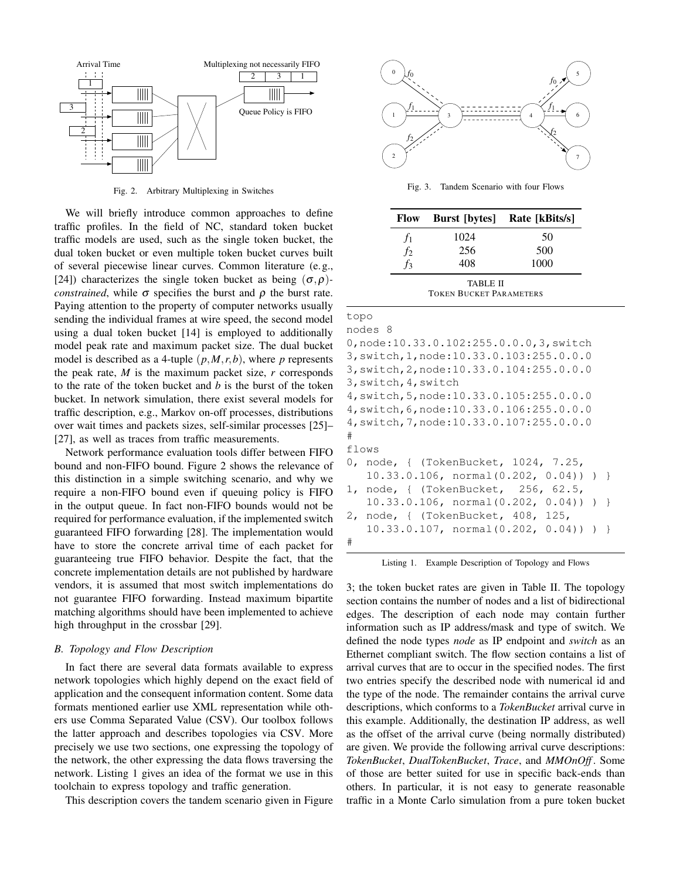Fig. 2. Arbitrary Multiplexing in Switches

We will briefly introduce common approaches to define traffic profiles. In the field of NC, standard token bucket traffic models are used, such as the single token bucket, the dual token bucket or even multiple token bucket curves built of several piecewise linear curves. Common literature (e.g., [24]) characterizes the single token bucket as being $(\sigma, \rho)$-*constrained*, while $\sigma$ specifies the burst and $\rho$ the burst rate. Paying attention to the property of computer networks usually sending the individual frames at wire speed, the second model using a dual token bucket [14] is employed to additionally model peak rate and maximum packet size. The dual bucket model is described as a 4-tuple $(p, M, r, b)$, where $p$ represents the peak rate, $M$ is the maximum packet size, $r$ corresponds to the rate of the token bucket and $b$ is the burst of the token bucket. In network simulation, there exist several models for traffic description, e.g., Markov on-off processes, distributions over wait times and packets sizes, self-similar processes [25]–[27], as well as traces from traffic measurements.

Network performance evaluation tools differ between FIFO bound and non-FIFO bound. Figure 2 shows the relevance of this distinction in a simple switching scenario, and why we require a non-FIFO bound even if queuing policy is FIFO in the output queue. In fact non-FIFO bounds would not be required for performance evaluation, if the implemented switch guaranteed FIFO forwarding [28]. The implementation would have to store the concrete arrival time of each packet for guaranteeing true FIFO behavior. Despite the fact, that the concrete implementation details are not published by hardware vendors, it is assumed that most switch implementations do not guarantee FIFO forwarding. Instead maximum bipartite matching algorithms should have been implemented to achieve high throughput in the crossbar [29].

### B. Topology and Flow Description

In fact there are several data formats available to express network topologies which highly depend on the exact field of application and the consequent information content. Some data formats mentioned earlier use XML representation while others use Comma Separated Value (CSV). Our toolbox follows the latter approach and describes topologies via CSV. More precisely we use two sections, one expressing the topology of the network, the other expressing the data flows traversing the network. Listing 1 gives an idea of the format we use in this toolchain to express topology and traffic generation.

This description covers the tandem scenario given in Figure 3; the token bucket rates are given in Table II. The topology section contains the number of nodes and a list of bidirectional edges. The description of each node may contain further information such as IP address/mask and type of switch. We defined the node types *node* as IP endpoint and *switch* as an Ethernet compliant switch. The flow section contains a list of arrival curves that are to occur in the specified nodes. The first two entries specify the described node with numerical id and the type of the node. The remainder contains the arrival curve descriptions, which conforms to a *TokenBucket* arrival curve in this example. Additionally, the destination IP address, as well as the offset of the arrival curve (being normally distributed) are given. We provide the following arrival curve descriptions: *TokenBucket*, *DualTokenBucket*, *Trace*, and *MMOnOff*. Some of those are better suited for use in specific back-ends than others. In particular, it is not easy to generate reasonable traffic in a Monte Carlo simulation from a pure token bucket

Fig. 3. Tandem Scenario with four Flows

| Flow | Burst [bytes] | Rate [kBits/s] |
|---|---|---|
| $f_1$ | 1024 | 50 |
| $f_2$ | 256 | 500 |
| $f_3$ | 408 | 1000 |

TABLE II
TOKEN BUCKET PARAMETERS

```
topo
nodes 8
0,node:10.33.0.102:255.0.0.0,3,switch
3,switch,1,node:10.33.0.103:255.0.0.0
3,switch,2,node:10.33.0.104:255.0.0.0
3,switch,4,switch
4,switch,5,node:10.33.0.105:255.0.0.0
4,switch,6,node:10.33.0.106:255.0.0.0
4,switch,7,node:10.33.0.107:255.0.0.0
#
flows
0, node, { (TokenBucket, 1024, 7.25,
   10.33.0.106, normal(0.202, 0.04)) ) }
1, node, { (TokenBucket,  256, 62.5,
   10.33.0.106, normal(0.202, 0.04)) ) }
2, node, { (TokenBucket, 408, 125,
   10.33.0.107, normal(0.202, 0.04)) ) }
#
```

Listing 1. Example Description of Topology and Flows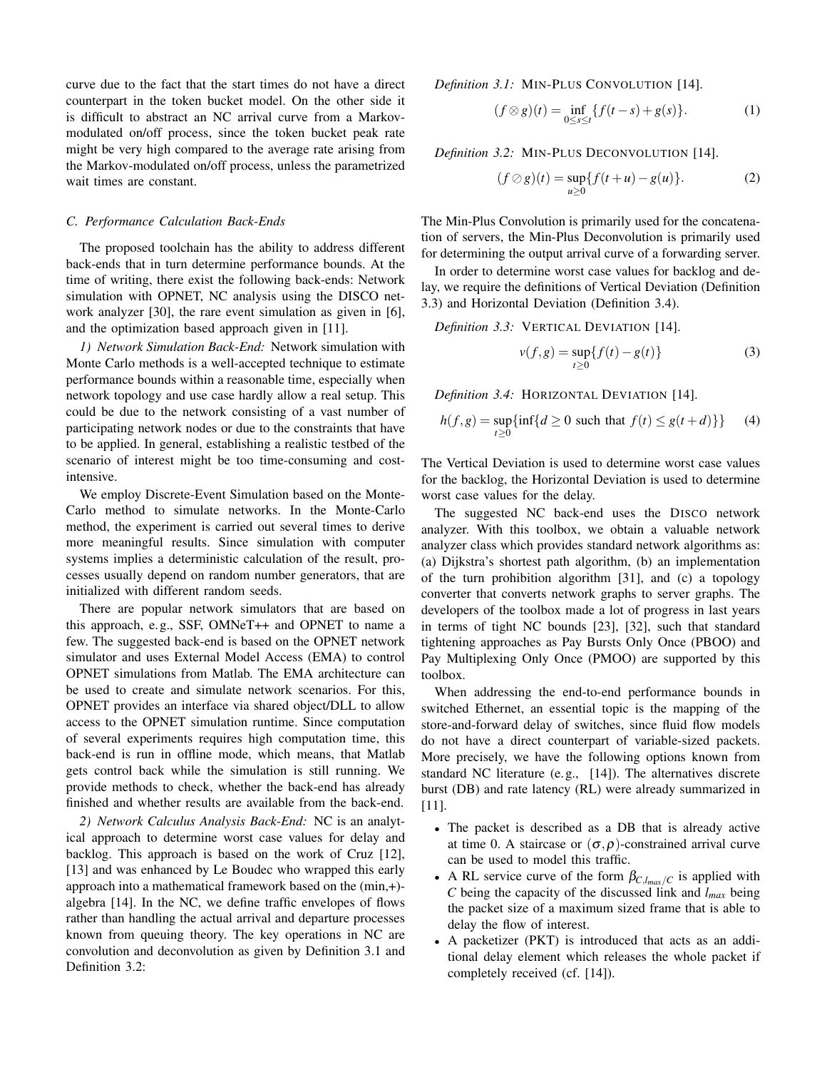curve due to the fact that the start times do not have a direct counterpart in the token bucket model. On the other side it is difficult to abstract an NC arrival curve from a Markov-modulated on/off process, since the token bucket peak rate might be very high compared to the average rate arising from the Markov-modulated on/off process, unless the parametrized wait times are constant.

### C. Performance Calculation Back-Ends

The proposed toolchain has the ability to address different back-ends that in turn determine performance bounds. At the time of writing, there exist the following back-ends: Network simulation with OPNET, NC analysis using the DISCO network analyzer [30], the rare event simulation as given in [6], and the optimization based approach given in [11].

*1) Network Simulation Back-End:* Network simulation with Monte Carlo methods is a well-accepted technique to estimate performance bounds within a reasonable time, especially when network topology and use case hardly allow a real setup. This could be due to the network consisting of a vast number of participating network nodes or due to the constraints that have to be applied. In general, establishing a realistic testbed of the scenario of interest might be too time-consuming and cost-intensive.

We employ Discrete-Event Simulation based on the Monte-Carlo method to simulate networks. In the Monte-Carlo method, the experiment is carried out several times to derive more meaningful results. Since simulation with computer systems implies a deterministic calculation of the result, processes usually depend on random number generators, that are initialized with different random seeds.

There are popular network simulators that are based on this approach, e. g., SSF, OMNeT++ and OPNET to name a few. The suggested back-end is based on the OPNET network simulator and uses External Model Access (EMA) to control OPNET simulations from Matlab. The EMA architecture can be used to create and simulate network scenarios. For this, OPNET provides an interface via shared object/DLL to allow access to the OPNET simulation runtime. Since computation of several experiments requires high computation time, this back-end is run in offline mode, which means, that Matlab gets control back while the simulation is still running. We provide methods to check, whether the back-end has already finished and whether results are available from the back-end.

*2) Network Calculus Analysis Back-End:* NC is an analytical approach to determine worst case values for delay and backlog. This approach is based on the work of Cruz [12], [13] and was enhanced by Le Boudec who wrapped this early approach into a mathematical framework based on the (min,+)-algebra [14]. In the NC, we define traffic envelopes of flows rather than handling the actual arrival and departure processes known from queuing theory. The key operations in NC are convolution and deconvolution as given by Definition 3.1 and Definition 3.2:

*Definition 3.1:* MIN-PLUS CONVOLUTION [14].

$$(f \otimes g)(t) = \inf_{0 \leq s \leq t} \{f(t-s) + g(s)\}. \tag{1}$$

*Definition 3.2:* MIN-PLUS DECONVOLUTION [14].

$$(f \oslash g)(t) = \sup_{u \geq 0} \{f(t+u) - g(u)\}. \tag{2}$$

The Min-Plus Convolution is primarily used for the concatenation of servers, the Min-Plus Deconvolution is primarily used for determining the output arrival curve of a forwarding server.

In order to determine worst case values for backlog and delay, we require the definitions of Vertical Deviation (Definition 3.3) and Horizontal Deviation (Definition 3.4).

*Definition 3.3:* VERTICAL DEVIATION [14].

$$v(f,g) = \sup_{t \geq 0} \{f(t) - g(t)\} \tag{3}$$

*Definition 3.4:* HORIZONTAL DEVIATION [14].

$$h(f,g) = \sup_{t \geq 0} \{\inf\{d \geq 0 \text{ such that } f(t) \leq g(t+d)\}\} \tag{4}$$

The Vertical Deviation is used to determine worst case values for the backlog, the Horizontal Deviation is used to determine worst case values for the delay.

The suggested NC back-end uses the DISCO network analyzer. With this toolbox, we obtain a valuable network analyzer class which provides standard network algorithms as: (a) Dijkstra's shortest path algorithm, (b) an implementation of the turn prohibition algorithm [31], and (c) a topology converter that converts network graphs to server graphs. The developers of the toolbox made a lot of progress in last years in terms of tight NC bounds [23], [32], such that standard tightening approaches as Pay Bursts Only Once (PBOO) and Pay Multiplexing Only Once (PMOO) are supported by this toolbox.

When addressing the end-to-end performance bounds in switched Ethernet, an essential topic is the mapping of the store-and-forward delay of switches, since fluid flow models do not have a direct counterpart of variable-sized packets. More precisely, we have the following options known from standard NC literature (e. g., [14]). The alternatives discrete burst (DB) and rate latency (RL) were already summarized in [11].

- The packet is described as a DB that is already active at time 0. A staircase or $(\sigma, \rho)$-constrained arrival curve can be used to model this traffic.
- A RL service curve of the form $\beta_{C, l_{max}/C}$ is applied with $C$ being the capacity of the discussed link and $l_{max}$ being the packet size of a maximum sized frame that is able to delay the flow of interest.
- A packetizer (PKT) is introduced that acts as an additional delay element which releases the whole packet if completely received (cf. [14]).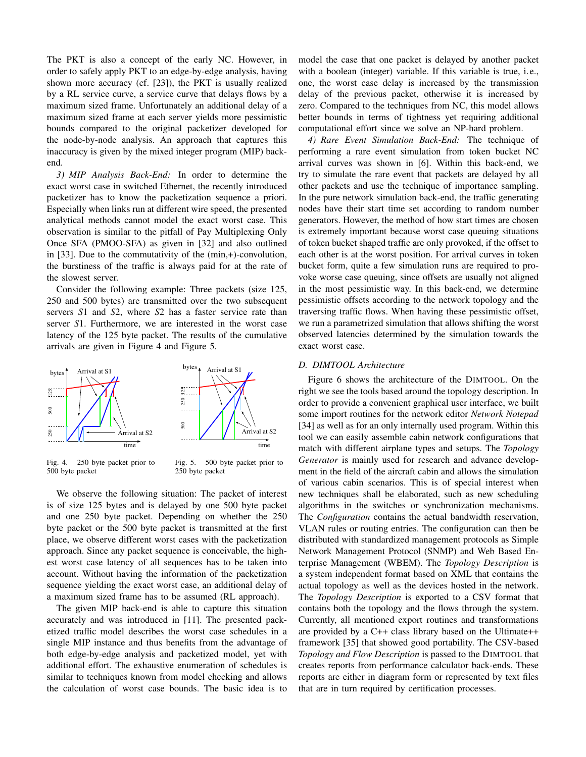The PKT is also a concept of the early NC. However, in order to safely apply PKT to an edge-by-edge analysis, having shown more accuracy (cf. [23]), the PKT is usually realized by a RL service curve, a service curve that delays flows by a maximum sized frame. Unfortunately an additional delay of a maximum sized frame at each server yields more pessimistic bounds compared to the original packetizer developed for the node-by-node analysis. An approach that captures this inaccuracy is given by the mixed integer program (MIP) back-end.

*3) MIP Analysis Back-End:* In order to determine the exact worst case in switched Ethernet, the recently introduced packetizer has to know the packetization sequence a priori. Especially when links run at different wire speed, the presented analytical methods cannot model the exact worst case. This observation is similar to the pitfall of Pay Multiplexing Only Once SFA (PMOO-SFA) as given in [32] and also outlined in [33]. Due to the commutativity of the (min,+)-convolution, the burstiness of the traffic is always paid for at the rate of the slowest server.

Consider the following example: Three packets (size 125, 250 and 500 bytes) are transmitted over the two subsequent servers $S1$ and $S2$, where $S2$ has a faster service rate than server $S1$. Furthermore, we are interested in the worst case latency of the 125 byte packet. The results of the cumulative arrivals are given in Figure 4 and Figure 5.

Fig. 4. 250 byte packet prior to 500 byte packet

Fig. 5. 500 byte packet prior to 250 byte packet

We observe the following situation: The packet of interest is of size 125 bytes and is delayed by one 500 byte packet and one 250 byte packet. Depending on whether the 250 byte packet or the 500 byte packet is transmitted at the first place, we observe different worst cases with the packetization approach. Since any packet sequence is conceivable, the highest worst case latency of all sequences has to be taken into account. Without having the information of the packetization sequence yielding the exact worst case, an additional delay of a maximum sized frame has to be assumed (RL approach).

The given MIP back-end is able to capture this situation accurately and was introduced in [11]. The presented packetized traffic model describes the worst case schedules in a single MIP instance and thus benefits from the advantage of both edge-by-edge analysis and packetized model, yet with additional effort. The exhaustive enumeration of schedules is similar to techniques known from model checking and allows the calculation of worst case bounds. The basic idea is to model the case that one packet is delayed by another packet with a boolean (integer) variable. If this variable is true, i.e., one, the worst case delay is increased by the transmission delay of the previous packet, otherwise it is increased by zero. Compared to the techniques from NC, this model allows better bounds in terms of tightness yet requiring additional computational effort since we solve an NP-hard problem.

*4) Rare Event Simulation Back-End:* The technique of performing a rare event simulation from token bucket NC arrival curves was shown in [6]. Within this back-end, we try to simulate the rare event that packets are delayed by all other packets and use the technique of importance sampling. In the pure network simulation back-end, the traffic generating nodes have their start time set according to random number generators. However, the method of how start times are chosen is extremely important because worst case queuing situations of token bucket shaped traffic are only provoked, if the offset to each other is at the worst position. For arrival curves in token bucket form, quite a few simulation runs are required to provoke worse case queuing, since offsets are usually not aligned in the most pessimistic way. In this back-end, we determine pessimistic offsets according to the network topology and the traversing traffic flows. When having these pessimistic offset, we run a parametrized simulation that allows shifting the worst observed latencies determined by the simulation towards the exact worst case.

### D. DIMTOOL Architecture

Figure 6 shows the architecture of the DIMTOOL. On the right we see the tools based around the topology description. In order to provide a convenient graphical user interface, we built some import routines for the network editor *Network Notepad* [34] as well as for an only internally used program. Within this tool we can easily assemble cabin network configurations that match with different airplane types and setups. The *Topology Generator* is mainly used for research and advance development in the field of the aircraft cabin and allows the simulation of various cabin scenarios. This is of special interest when new techniques shall be elaborated, such as new scheduling algorithms in the switches or synchronization mechanisms. The *Configuration* contains the actual bandwidth reservation, VLAN rules or routing entries. The configuration can then be distributed with standardized management protocols as Simple Network Management Protocol (SNMP) and Web Based Enterprise Management (WBEM). The *Topology Description* is a system independent format based on XML that contains the actual topology as well as the devices hosted in the network. The *Topology Description* is exported to a CSV format that contains both the topology and the flows through the system. Currently, all mentioned export routines and transformations are provided by a C++ class library based on the Ultimate++ framework [35] that showed good portability. The CSV-based *Topology and Flow Description* is passed to the DIMTOOL that creates reports from performance calculator back-ends. These reports are either in diagram form or represented by text files that are in turn required by certification processes.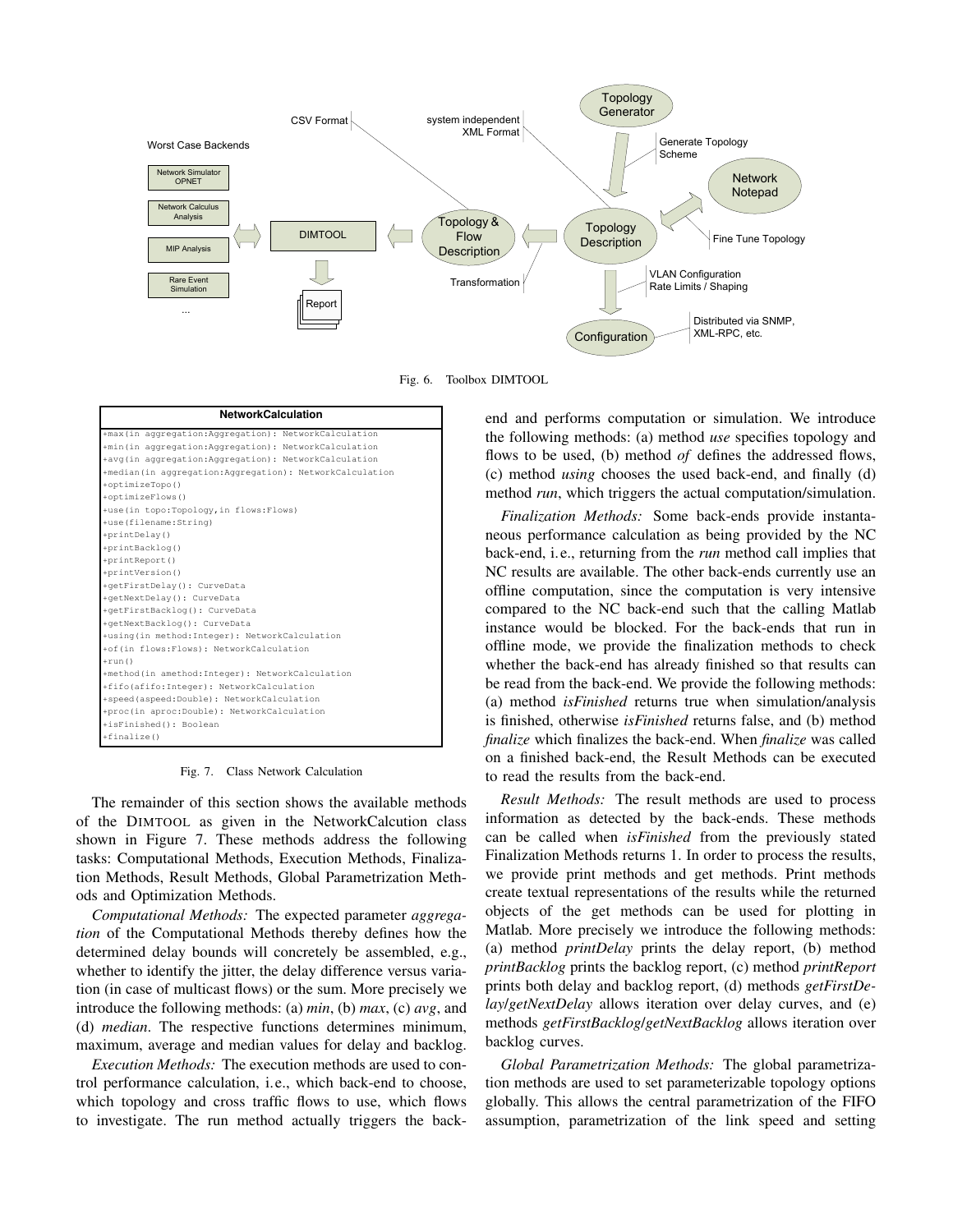Fig. 6. Toolbox DIMTOOL

| NetworkCalculation |
|---|
| +max(in aggregation:Aggregation): NetworkCalculation |
| +min(in aggregation:Aggregation): NetworkCalculation |
| +avg(in aggregation:Aggregation): NetworkCalculation |
| +median(in aggregation:Aggregation): NetworkCalculation |
| +optimizeTopo() |
| +optimizeFlows() |
| +use(in topo:Topology,in flows:Flows) |
| +use(filename:String) |
| +printDelay() |
| +printBacklog() |
| +printReport() |
| +printVersion() |
| +getFirstDelay(): CurveData |
| +getNextDelay(): CurveData |
| +getFirstBacklog(): CurveData |
| +getNextBacklog(): CurveData |
| +using(in method:Integer): NetworkCalculation |
| +of(in flows:Flows): NetworkCalculation |
| +run() |
| +method(in amethod:Integer): NetworkCalculation |
| +fifo(afifo:Integer): NetworkCalculation |
| +speed(aspeed:Double): NetworkCalculation |
| +proc(in aproc:Double): NetworkCalculation |
| +isFinished(): Boolean |
| +finalize() |

Fig. 7. Class Network Calculation

The remainder of this section shows the available methods of the DIMTOOL as given in the NetworkCalcution class shown in Figure 7. These methods address the following tasks: Computational Methods, Execution Methods, Finalization Methods, Result Methods, Global Parametrization Methods and Optimization Methods.

*Computational Methods:* The expected parameter *aggregation* of the Computational Methods thereby defines how the determined delay bounds will concretely be assembled, e.g., whether to identify the jitter, the delay difference versus variation (in case of multicast flows) or the sum. More precisely we introduce the following methods: (a) *min*, (b) *max*, (c) *avg*, and (d) *median*. The respective functions determines minimum, maximum, average and median values for delay and backlog.

*Execution Methods:* The execution methods are used to control performance calculation, i.e., which back-end to choose, which topology and cross traffic flows to use, which flows to investigate. The run method actually triggers the back-end and performs computation or simulation. We introduce the following methods: (a) method *use* specifies topology and flows to be used, (b) method *of* defines the addressed flows, (c) method *using* chooses the used back-end, and finally (d) method *run*, which triggers the actual computation/simulation.

*Finalization Methods:* Some back-ends provide instantaneous performance calculation as being provided by the NC back-end, i.e., returning from the *run* method call implies that NC results are available. The other back-ends currently use an offline computation, since the computation is very intensive compared to the NC back-end such that the calling Matlab instance would be blocked. For the back-ends that run in offline mode, we provide the finalization methods to check whether the back-end has already finished so that results can be read from the back-end. We provide the following methods: (a) method *isFinished* returns true when simulation/analysis is finished, otherwise *isFinished* returns false, and (b) method *finalize* which finalizes the back-end. When *finalize* was called on a finished back-end, the Result Methods can be executed to read the results from the back-end.

*Result Methods:* The result methods are used to process information as detected by the back-ends. These methods can be called when *isFinished* from the previously stated Finalization Methods returns 1. In order to process the results, we provide print methods and get methods. Print methods create textual representations of the results while the returned objects of the get methods can be used for plotting in Matlab. More precisely we introduce the following methods: (a) method *printDelay* prints the delay report, (b) method *printBacklog* prints the backlog report, (c) method *printReport* prints both delay and backlog report, (d) methods *getFirstDelay*/*getNextDelay* allows iteration over delay curves, and (e) methods *getFirstBacklog*/*getNextBacklog* allows iteration over backlog curves.

*Global Parametrization Methods:* The global parametrization methods are used to set parameterizable topology options globally. This allows the central parametrization of the FIFO assumption, parametrization of the link speed and setting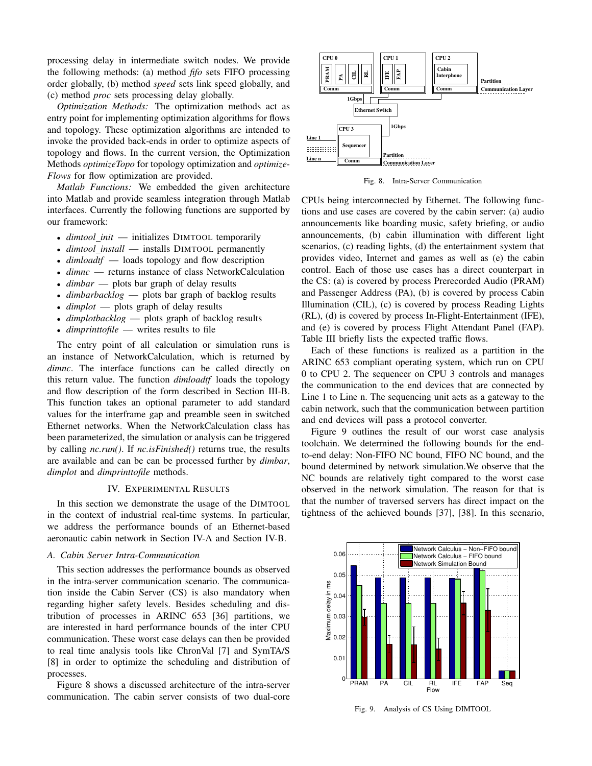processing delay in intermediate switch nodes. We provide the following methods: (a) method *fifo* sets FIFO processing order globally, (b) method *speed* sets link speed globally, and (c) method *proc* sets processing delay globally.

*Optimization Methods:* The optimization methods act as entry point for implementing optimization algorithms for flows and topology. These optimization algorithms are intended to invoke the provided back-ends in order to optimize aspects of topology and flows. In the current version, the Optimization Methods *optimizeTopo* for topology optimization and *optimizeFlows* for flow optimization are provided.

*Matlab Functions:* We embedded the given architecture into Matlab and provide seamless integration through Matlab interfaces. Currently the following functions are supported by our framework:

- *dimtool_init* — initializes DIMTOOL temporarily
- *dimtool_install* — installs DIMTOOL permanently
- *dimloadtf* — loads topology and flow description
- *dimnc* — returns instance of class NetworkCalculation
- *dimbar* — plots bar graph of delay results
- *dimbarbacklog* — plots bar graph of backlog results
- *dimplot* — plots graph of delay results
- *dimplotbacklog* — plots graph of backlog results
- *dimprinttofile* — writes results to file

The entry point of all calculation or simulation runs is an instance of NetworkCalculation, which is returned by *dimnc*. The interface functions can be called directly on this return value. The function *dimloadtf* loads the topology and flow description of the form described in Section III-B. This function takes an optional parameter to add standard values for the interframe gap and preamble seen in switched Ethernet networks. When the NetworkCalculation class has been parameterized, the simulation or analysis can be triggered by calling *nc.run()*. If *nc.isFinished()* returns true, the results are available and can be processed further by *dimbar*, *dimplot* and *dimprinttofile* methods.

## IV. Experimental Results

In this section we demonstrate the usage of the DIMTOOL in the context of industrial real-time systems. In particular, we address the performance bounds of an Ethernet-based aeronautic cabin network in Section IV-A and Section IV-B.

### A. Cabin Server Intra-Communication

This section addresses the performance bounds as observed in the intra-server communication scenario. The communication inside the Cabin Server (CS) is also mandatory when regarding higher safety levels. Besides scheduling and distribution of processes in ARINC 653 [36] partitions, we are interested in hard performance bounds of the inter CPU communication. These worst case delays can then be provided to real time analysis tools like ChronVal [7] and SymTA/S [8] in order to optimize the scheduling and distribution of processes.

Figure 8 shows a discussed architecture of the intra-server communication. The cabin server consists of two dual-core CPUs being interconnected by Ethernet. The following functions and use cases are covered by the cabin server: (a) audio announcements like boarding music, safety briefing, or audio announcements, (b) cabin illumination with different light scenarios, (c) reading lights, (d) the entertainment system that provides video, Internet and games as well as (e) the cabin control. Each of those use cases has a direct counterpart in the CS: (a) is covered by process Prerecorded Audio (PRAM) and Passenger Address (PA), (b) is covered by process Cabin Illumination (CIL), (c) is covered by process Reading Lights (RL), (d) is covered by process In-Flight-Entertainment (IFE), and (e) is covered by process Flight Attendant Panel (FAP). Table III briefly lists the expected traffic flows.

Fig. 8. Intra-Server Communication

Each of these functions is realized as a partition in the ARINC 653 compliant operating system, which run on CPU 0 to CPU 2. The sequencer on CPU 3 controls and manages the communication to the end devices that are connected by Line 1 to Line n. The sequencing unit acts as a gateway to the cabin network, such that the communication between partition and end devices will pass a protocol converter.

Figure 9 outlines the result of our worst case analysis toolchain. We determined the following bounds for the end-to-end delay: Non-FIFO NC bound, FIFO NC bound, and the bound determined by network simulation.We observe that the NC bounds are relatively tight compared to the worst case observed in the network simulation. The reason for that is that the number of traversed servers has direct impact on the tightness of the achieved bounds [37], [38]. In this scenario,

Fig. 9. Analysis of CS Using DIMTOOL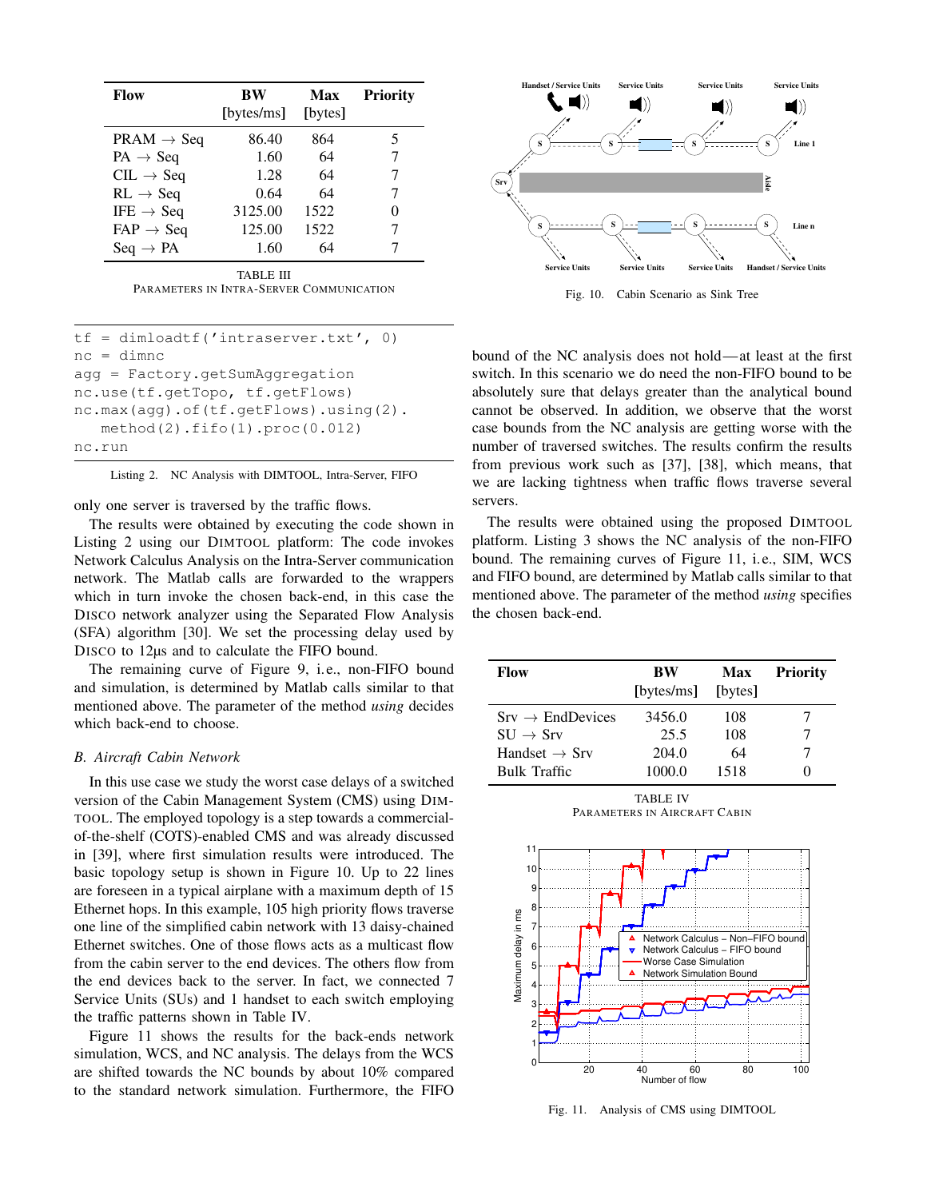| Flow | BW [bytes/ms] | Max [bytes] | Priority |
|---|---|---|---|
| PRAM → Seq | 86.40 | 864 | 5 |
| PA → Seq | 1.60 | 64 | 7 |
| CIL → Seq | 1.28 | 64 | 7 |
| RL → Seq | 0.64 | 64 | 7 |
| IFE → Seq | 3125.00 | 1522 | 0 |
| FAP → Seq | 125.00 | 1522 | 7 |
| Seq → PA | 1.60 | 64 | 7 |

TABLE III
PARAMETERS IN INTRA-SERVER COMMUNICATION

```
tf = dimloadtf('intraserver.txt', 0)
nc = dimnc
agg = Factory.getSumAggregation
nc.use(tf.getTopo, tf.getFlows)
nc.max(agg).of(tf.getFlows).using(2).
   method(2).fifo(1).proc(0.012)
nc.run
```

Listing 2. NC Analysis with DIMTOOL, Intra-Server, FIFO

only one server is traversed by the traffic flows.

The results were obtained by executing the code shown in Listing 2 using our DIMTOOL platform: The code invokes Network Calculus Analysis on the Intra-Server communication network. The Matlab calls are forwarded to the wrappers which in turn invoke the chosen back-end, in this case the DISCO network analyzer using the Separated Flow Analysis (SFA) algorithm [30]. We set the processing delay used by DISCO to 12µs and to calculate the FIFO bound.

The remaining curve of Figure 9, i.e., non-FIFO bound and simulation, is determined by Matlab calls similar to that mentioned above. The parameter of the method *using* decides which back-end to choose.

### B. Aircraft Cabin Network

In this use case we study the worst case delays of a switched version of the Cabin Management System (CMS) using DIMTOOL. The employed topology is a step towards a commercial-of-the-shelf (COTS)-enabled CMS and was already discussed in [39], where first simulation results were introduced. The basic topology setup is shown in Figure 10. Up to 22 lines are foreseen in a typical airplane with a maximum depth of 15 Ethernet hops. In this example, 105 high priority flows traverse one line of the simplified cabin network with 13 daisy-chained Ethernet switches. One of those flows acts as a multicast flow from the cabin server to the end devices. The others flow from the end devices back to the server. In fact, we connected 7 Service Units (SUs) and 1 handset to each switch employing the traffic patterns shown in Table IV.

Figure 11 shows the results for the back-ends network simulation, WCS, and NC analysis. The delays from the WCS are shifted towards the NC bounds by about 10% compared to the standard network simulation. Furthermore, the FIFO bound of the NC analysis does not hold—at least at the first switch. In this scenario we do need the non-FIFO bound to be absolutely sure that delays greater than the analytical bound cannot be observed. In addition, we observe that the worst case bounds from the NC analysis are getting worse with the number of traversed switches. The results confirm the results from previous work such as [37], [38], which means, that we are lacking tightness when traffic flows traverse several servers.

Fig. 10. Cabin Scenario as Sink Tree

The results were obtained using the proposed DIMTOOL platform. Listing 3 shows the NC analysis of the non-FIFO bound. The remaining curves of Figure 11, i.e., SIM, WCS and FIFO bound, are determined by Matlab calls similar to that mentioned above. The parameter of the method *using* specifies the chosen back-end.

| Flow | BW [bytes/ms] | Max [bytes] | Priority |
|---|---|---|---|
| Srv → EndDevices | 3456.0 | 108 | 7 |
| SU → Srv | 25.5 | 108 | 7 |
| Handset → Srv | 204.0 | 64 | 7 |
| Bulk Traffic | 1000.0 | 1518 | 0 |

TABLE IV
PARAMETERS IN AIRCRAFT CABIN

Fig. 11. Analysis of CMS using DIMTOOL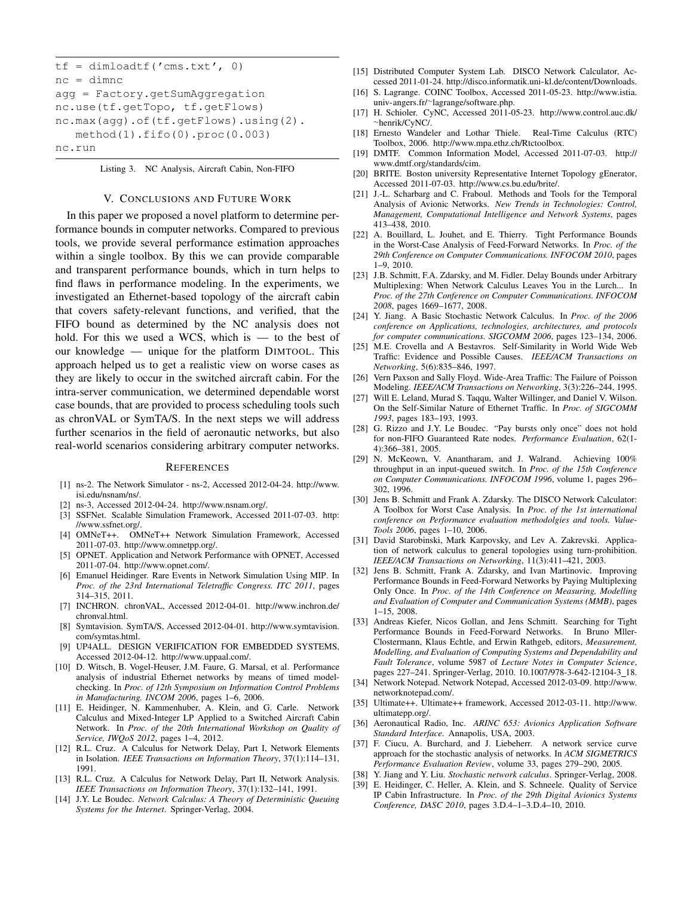```
tf = dimloadtf('cms.txt', 0)
nc = dimnc
agg = Factory.getSumAggregation
nc.use(tf.getTopo, tf.getFlows)
nc.max(agg).of(tf.getFlows).using(2).
   method(1).fifo(0).proc(0.003)
nc.run
```

Listing 3. NC Analysis, Aircraft Cabin, Non-FIFO

## V. Conclusions and Future Work

In this paper we proposed a novel platform to determine performance bounds in computer networks. Compared to previous tools, we provide several performance estimation approaches within a single toolbox. By this we can provide comparable and transparent performance bounds, which in turn helps to find flaws in performance modeling. In the experiments, we investigated an Ethernet-based topology of the aircraft cabin that covers safety-relevant functions, and verified, that the FIFO bound as determined by the NC analysis does not hold. For this we used a WCS, which is — to the best of our knowledge — unique for the platform DIMTOOL. This approach helped us to get a realistic view on worse cases as they are likely to occur in the switched aircraft cabin. For the intra-server communication, we determined dependable worst case bounds, that are provided to process scheduling tools such as chronVAL or SymTA/S. In the next steps we will address further scenarios in the field of aeronautic networks, but also real-world scenarios considering arbitrary computer networks.

## References

[1] ns-2. The Network Simulator - ns-2, Accessed 2012-04-24. http://www.isi.edu/nsnam/ns/.

[2] ns-3, Accessed 2012-04-24. http://www.nsnam.org/.

[3] SSFNet. Scalable Simulation Framework, Accessed 2011-07-03. http://www.ssfnet.org/.

[4] OMNeT++. OMNeT++ Network Simulation Framework, Accessed 2011-07-03. http://www.omnetpp.org/.

[5] OPNET. Application and Network Performance with OPNET, Accessed 2011-07-04. http://www.opnet.com/.

[6] Emanuel Heidinger. Rare Events in Network Simulation Using MIP. In *Proc. of the 23rd International Teletraffic Congress. ITC 2011*, pages 314–315, 2011.

[7] INCHRON. chronVAL, Accessed 2012-04-01. http://www.inchron.de/chronval.html.

[8] Symtavision. SymTA/S, Accessed 2012-04-01. http://www.symtavision.com/symtas.html.

[9] UP4ALL. DESIGN VERIFICATION FOR EMBEDDED SYSTEMS, Accessed 2012-04-12. http://www.uppaal.com/.

[10] D. Witsch, B. Vogel-Heuser, J.M. Faure, G. Marsal, et al. Performance analysis of industrial Ethernet networks by means of timed model-checking. In *Proc. of 12th Symposium on Information Control Problems in Manufacturing. INCOM 2006*, pages 1–6, 2006.

[11] E. Heidinger, N. Kammenhuber, A. Klein, and G. Carle. Network Calculus and Mixed-Integer LP Applied to a Switched Aircraft Cabin Network. In *Proc. of the 20th International Workshop on Quality of Service, IWQoS 2012*, pages 1–4, 2012.

[12] R.L. Cruz. A Calculus for Network Delay, Part I, Network Elements in Isolation. *IEEE Transactions on Information Theory*, 37(1):114–131, 1991.

[13] R.L. Cruz. A Calculus for Network Delay, Part II, Network Analysis. *IEEE Transactions on Information Theory*, 37(1):132–141, 1991.

[14] J.Y. Le Boudec. *Network Calculus: A Theory of Deterministic Queuing Systems for the Internet*. Springer-Verlag, 2004.

[15] Distributed Computer System Lab. DISCO Network Calculator, Accessed 2011-01-24. http://disco.informatik.uni-kl.de/content/Downloads.

[16] S. Lagrange. COINC Toolbox, Accessed 2011-05-23. http://www.istia.univ-angers.fr/~lagrange/software.php.

[17] H. Schioler. CyNC, Accessed 2011-05-23. http://www.control.auc.dk/~henrik/CyNC/.

[18] Ernesto Wandeler and Lothar Thiele. Real-Time Calculus (RTC) Toolbox, 2006. http://www.mpa.ethz.ch/Rtctoolbox.

[19] DMTF. Common Information Model, Accessed 2011-07-03. http://www.dmtf.org/standards/cim.

[20] BRITE. Boston university Representative Internet Topology gEnerator, Accessed 2011-07-03. http://www.cs.bu.edu/brite/.

[21] J.-L. Scharbarg and C. Fraboul. Methods and Tools for the Temporal Analysis of Avionic Networks. *New Trends in Technologies: Control, Management, Computational Intelligence and Network Systems*, pages 413–438, 2010.

[22] A. Bouillard, L. Jouhet, and E. Thierry. Tight Performance Bounds in the Worst-Case Analysis of Feed-Forward Networks. In *Proc. of the 29th Conference on Computer Communications. INFOCOM 2010*, pages 1–9, 2010.

[23] J.B. Schmitt, F.A. Zdarsky, and M. Fidler. Delay Bounds under Arbitrary Multiplexing: When Network Calculus Leaves You in the Lurch... In *Proc. of the 27th Conference on Computer Communications. INFOCOM 2008*, pages 1669–1677, 2008.

[24] Y. Jiang. A Basic Stochastic Network Calculus. In *Proc. of the 2006 conference on Applications, technologies, architectures, and protocols for computer communications. SIGCOMM 2006*, pages 123–134, 2006.

[25] M.E. Crovella and A Bestavros. Self-Similarity in World Wide Web Traffic: Evidence and Possible Causes. *IEEE/ACM Transactions on Networking*, 5(6):835–846, 1997.

[26] Vern Paxson and Sally Floyd. Wide-Area Traffic: The Failure of Poisson Modeling. *IEEE/ACM Transactions on Networking*, 3(3):226–244, 1995.

[27] Will E. Leland, Murad S. Taqqu, Walter Willinger, and Daniel V. Wilson. On the Self-Similar Nature of Ethernet Traffic. In *Proc. of SIGCOMM 1993*, pages 183–193, 1993.

[28] G. Rizzo and J.Y. Le Boudec. "Pay bursts only once" does not hold for non-FIFO Guaranteed Rate nodes. *Performance Evaluation*, 62(1-4):366–381, 2005.

[29] N. McKeown, V. Anantharam, and J. Walrand. Achieving 100% throughput in an input-queued switch. In *Proc. of the 15th Conference on Computer Communications. INFOCOM 1996*, volume 1, pages 296–302, 1996.

[30] Jens B. Schmitt and Frank A. Zdarsky. The DISCO Network Calculator: A Toolbox for Worst Case Analysis. In *Proc. of the 1st international conference on Performance evaluation methodolgies and tools. ValueTools 2006*, pages 1–10, 2006.

[31] David Starobinski, Mark Karpovsky, and Lev A. Zakrevski. Application of network calculus to general topologies using turn-prohibition. *IEEE/ACM Transactions on Networking*, 11(3):411–421, 2003.

[32] Jens B. Schmitt, Frank A. Zdarsky, and Ivan Martinovic. Improving Performance Bounds in Feed-Forward Networks by Paying Multiplexing Only Once. In *Proc. of the 14th Conference on Measuring, Modelling and Evaluation of Computer and Communication Systems (MMB)*, pages 1–15, 2008.

[33] Andreas Kiefer, Nicos Gollan, and Jens Schmitt. Searching for Tight Performance Bounds in Feed-Forward Networks. In Bruno Mller-Clostermann, Klaus Echtle, and Erwin Rathgeb, editors, *Measurement, Modelling, and Evaluation of Computing Systems and Dependability and Fault Tolerance*, volume 5987 of *Lecture Notes in Computer Science*, pages 227–241. Springer-Verlag, 2010. 10.1007/978-3-642-12104-3_18.

[34] Network Notepad. Network Notepad, Accessed 2012-03-09. http://www.networknotepad.com/.

[35] Ultimate++. Ultimate++ framework, Accessed 2012-03-11. http://www.ultimatepp.org/.

[36] Aeronautical Radio, Inc. *ARINC 653: Avionics Application Software Standard Interface*. Annapolis, USA, 2003.

[37] F. Ciucu, A. Burchard, and J. Liebeherr. A network service curve approach for the stochastic analysis of networks. In *ACM SIGMETRICS Performance Evaluation Review*, volume 33, pages 279–290, 2005.

[38] Y. Jiang and Y. Liu. *Stochastic network calculus*. Springer-Verlag, 2008.

[39] E. Heidinger, C. Heller, A. Klein, and S. Schneele. Quality of Service IP Cabin Infrastructure. In *Proc. of the 29th Digital Avionics Systems Conference, DASC 2010*, pages 3.D.4–1–3.D.4–10, 2010.